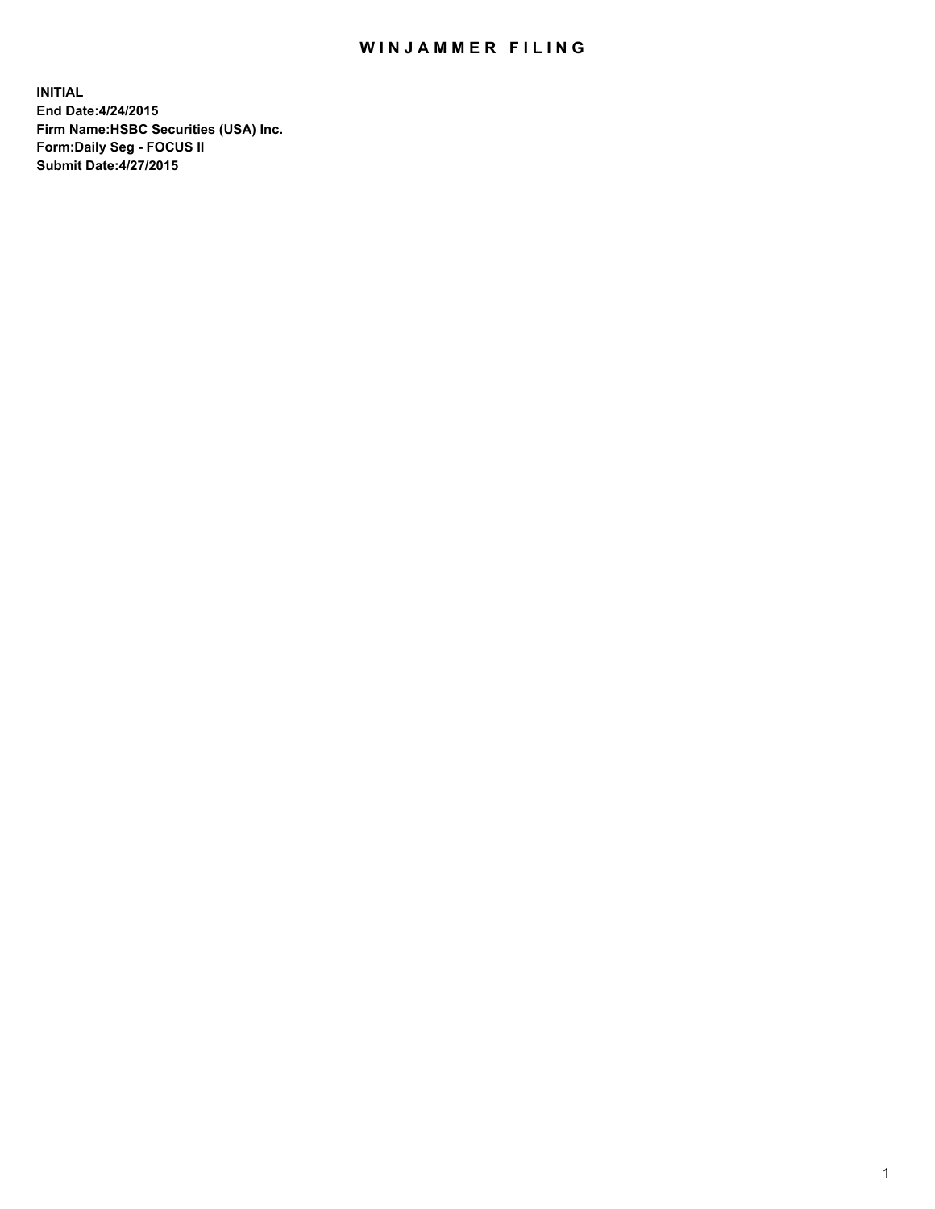# WINJAMMER FILING

**INITIAL**
**End Date:4/24/2015**
**Firm Name:HSBC Securities (USA) Inc.**
**Form:Daily Seg - FOCUS II**
**Submit Date:4/27/2015**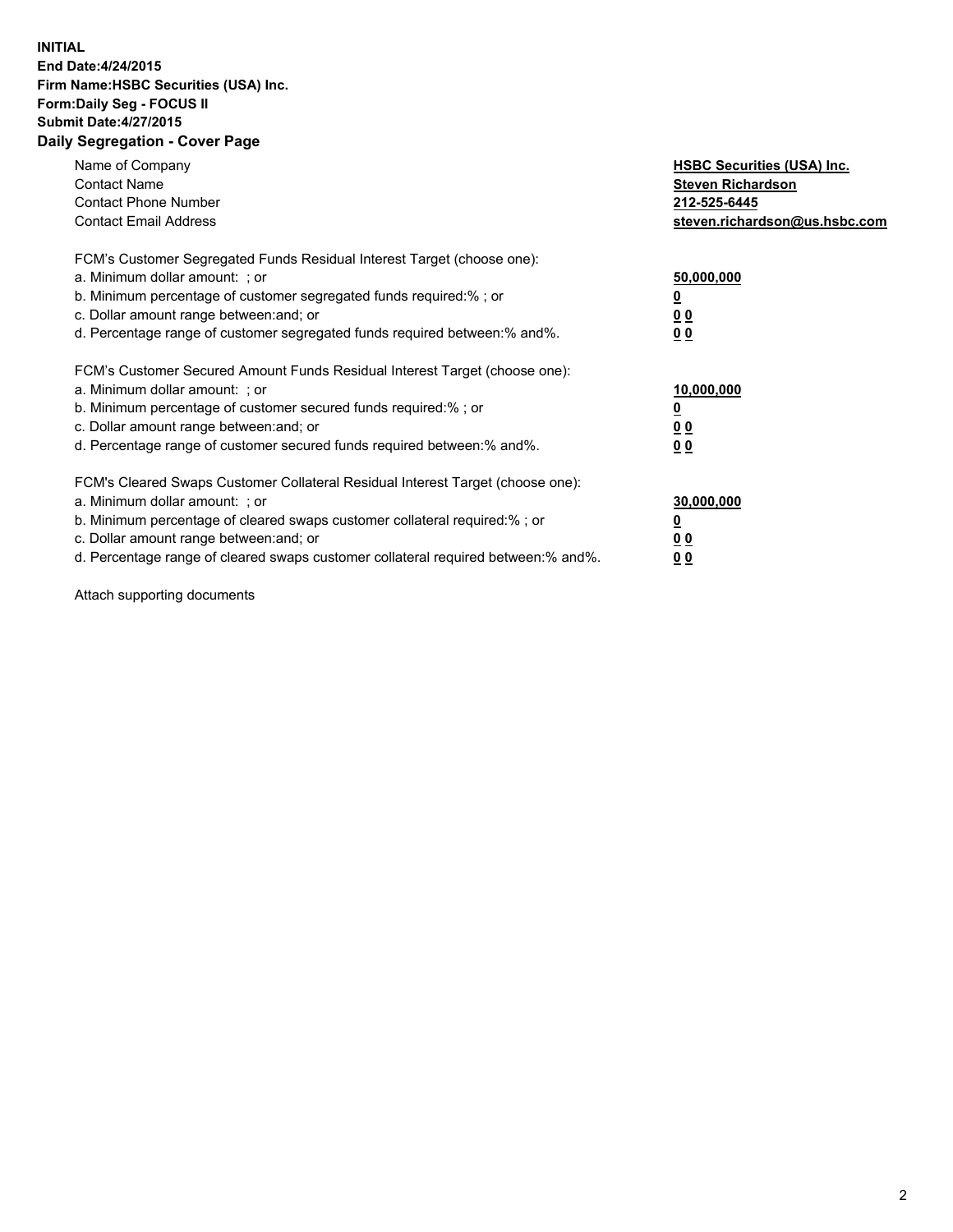**INITIAL**
**End Date:4/24/2015**
**Firm Name:HSBC Securities (USA) Inc.**
**Form:Daily Seg - FOCUS II**
**Submit Date:4/27/2015**

## Daily Segregation - Cover Page

| | |
|---|---|
| Name of Company | **HSBC Securities (USA) Inc.** |
| Contact Name | **Steven Richardson** |
| Contact Phone Number | **212-525-6445** |
| Contact Email Address | **steven.richardson@us.hsbc.com** |

FCM's Customer Segregated Funds Residual Interest Target (choose one):

| | |
|---|---|
| a. Minimum dollar amount: ; or | **50,000,000** |
| b. Minimum percentage of customer segregated funds required:% ; or | **0** |
| c. Dollar amount range between:and; or | **0 0** |
| d. Percentage range of customer segregated funds required between:% and%. | **0 0** |

FCM's Customer Secured Amount Funds Residual Interest Target (choose one):

| | |
|---|---|
| a. Minimum dollar amount: ; or | **10,000,000** |
| b. Minimum percentage of customer secured funds required:% ; or | **0** |
| c. Dollar amount range between:and; or | **0 0** |
| d. Percentage range of customer secured funds required between:% and%. | **0 0** |

FCM's Cleared Swaps Customer Collateral Residual Interest Target (choose one):

| | |
|---|---|
| a. Minimum dollar amount: ; or | **30,000,000** |
| b. Minimum percentage of cleared swaps customer collateral required:% ; or | **0** |
| c. Dollar amount range between:and; or | **0 0** |
| d. Percentage range of cleared swaps customer collateral required between:% and%. | **0 0** |

Attach supporting documents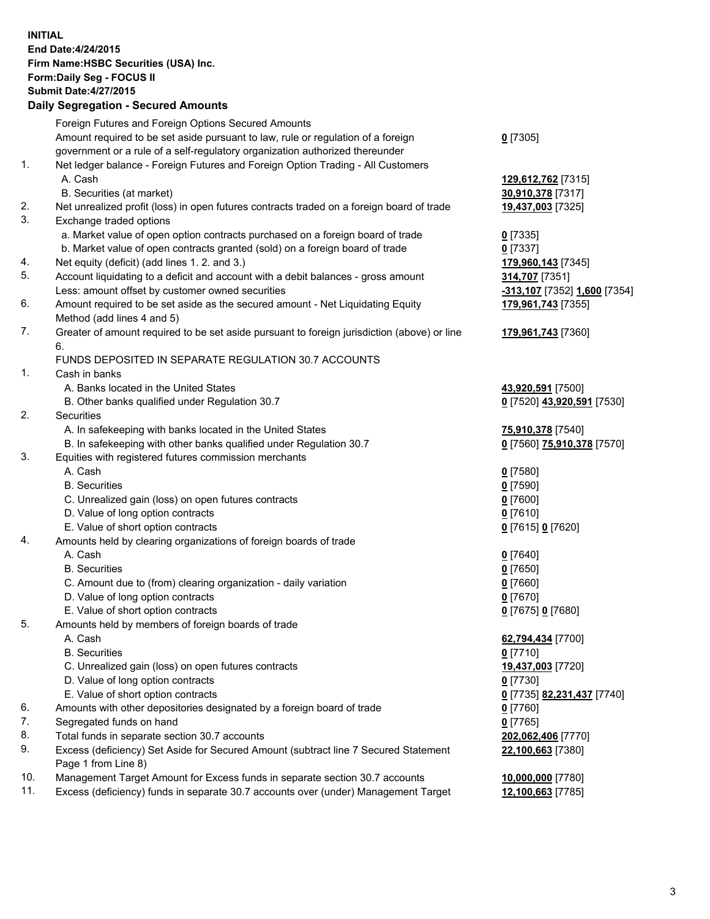**INITIAL**
**End Date:4/24/2015**
**Firm Name:HSBC Securities (USA) Inc.**
**Form:Daily Seg - FOCUS II**
**Submit Date:4/27/2015**

**Daily Segregation - Secured Amounts**

| | | |
|---|---|---|
| | Foreign Futures and Foreign Options Secured Amounts | |
| | Amount required to be set aside pursuant to law, rule or regulation of a foreign government or a rule of a self-regulatory organization authorized thereunder | **0** [7305] |
| 1. | Net ledger balance - Foreign Futures and Foreign Option Trading - All Customers | |
| | A. Cash | **129,612,762** [7315] |
| | B. Securities (at market) | **30,910,378** [7317] |
| 2. | Net unrealized profit (loss) in open futures contracts traded on a foreign board of trade | **19,437,003** [7325] |
| 3. | Exchange traded options | |
| | a. Market value of open option contracts purchased on a foreign board of trade | **0** [7335] |
| | b. Market value of open contracts granted (sold) on a foreign board of trade | **0** [7337] |
| 4. | Net equity (deficit) (add lines 1. 2. and 3.) | **179,960,143** [7345] |
| 5. | Account liquidating to a deficit and account with a debit balances - gross amount | **314,707** [7351] |
| | Less: amount offset by customer owned securities | **-313,107** [7352] **1,600** [7354] |
| 6. | Amount required to be set aside as the secured amount - Net Liquidating Equity Method (add lines 4 and 5) | **179,961,743** [7355] |
| 7. | Greater of amount required to be set aside pursuant to foreign jurisdiction (above) or line 6. | **179,961,743** [7360] |
| | FUNDS DEPOSITED IN SEPARATE REGULATION 30.7 ACCOUNTS | |
| 1. | Cash in banks | |
| | A. Banks located in the United States | **43,920,591** [7500] |
| | B. Other banks qualified under Regulation 30.7 | **0** [7520] **43,920,591** [7530] |
| 2. | Securities | |
| | A. In safekeeping with banks located in the United States | **75,910,378** [7540] |
| | B. In safekeeping with other banks qualified under Regulation 30.7 | **0** [7560] **75,910,378** [7570] |
| 3. | Equities with registered futures commission merchants | |
| | A. Cash | **0** [7580] |
| | B. Securities | **0** [7590] |
| | C. Unrealized gain (loss) on open futures contracts | **0** [7600] |
| | D. Value of long option contracts | **0** [7610] |
| | E. Value of short option contracts | **0** [7615] **0** [7620] |
| 4. | Amounts held by clearing organizations of foreign boards of trade | |
| | A. Cash | **0** [7640] |
| | B. Securities | **0** [7650] |
| | C. Amount due to (from) clearing organization - daily variation | **0** [7660] |
| | D. Value of long option contracts | **0** [7670] |
| | E. Value of short option contracts | **0** [7675] **0** [7680] |
| 5. | Amounts held by members of foreign boards of trade | |
| | A. Cash | **62,794,434** [7700] |
| | B. Securities | **0** [7710] |
| | C. Unrealized gain (loss) on open futures contracts | **19,437,003** [7720] |
| | D. Value of long option contracts | **0** [7730] |
| | E. Value of short option contracts | **0** [7735] **82,231,437** [7740] |
| 6. | Amounts with other depositories designated by a foreign board of trade | **0** [7760] |
| 7. | Segregated funds on hand | **0** [7765] |
| 8. | Total funds in separate section 30.7 accounts | **202,062,406** [7770] |
| 9. | Excess (deficiency) Set Aside for Secured Amount (subtract line 7 Secured Statement Page 1 from Line 8) | **22,100,663** [7380] |
| 10. | Management Target Amount for Excess funds in separate section 30.7 accounts | **10,000,000** [7780] |
| 11. | Excess (deficiency) funds in separate 30.7 accounts over (under) Management Target | **12,100,663** [7785] |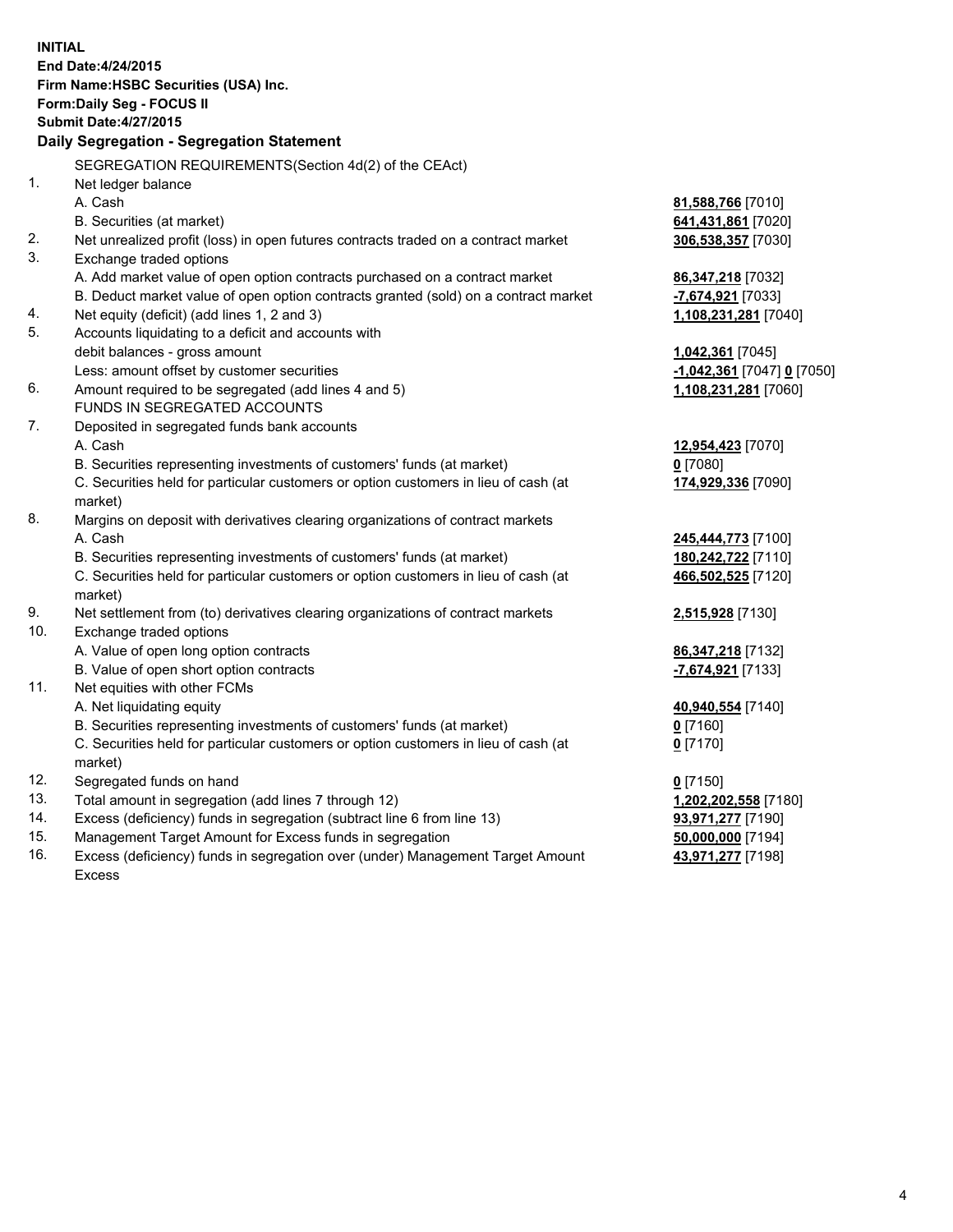**INITIAL**
**End Date:4/24/2015**
**Firm Name:HSBC Securities (USA) Inc.**
**Form:Daily Seg - FOCUS II**
**Submit Date:4/27/2015**

## Daily Segregation - Segregation Statement

| | | |
|---|---|---|
| | SEGREGATION REQUIREMENTS(Section 4d(2) of the CEAct) | |
| 1. | Net ledger balance | |
| | A. Cash | **81,588,766** [7010] |
| | B. Securities (at market) | **641,431,861** [7020] |
| 2. | Net unrealized profit (loss) in open futures contracts traded on a contract market | **306,538,357** [7030] |
| 3. | Exchange traded options | |
| | A. Add market value of open option contracts purchased on a contract market | **86,347,218** [7032] |
| | B. Deduct market value of open option contracts granted (sold) on a contract market | **-7,674,921** [7033] |
| 4. | Net equity (deficit) (add lines 1, 2 and 3) | **1,108,231,281** [7040] |
| 5. | Accounts liquidating to a deficit and accounts with debit balances - gross amount | **1,042,361** [7045] |
| | Less: amount offset by customer securities | **-1,042,361** [7047] **0** [7050] |
| 6. | Amount required to be segregated (add lines 4 and 5) | **1,108,231,281** [7060] |
| | FUNDS IN SEGREGATED ACCOUNTS | |
| 7. | Deposited in segregated funds bank accounts | |
| | A. Cash | **12,954,423** [7070] |
| | B. Securities representing investments of customers' funds (at market) | **0** [7080] |
| | C. Securities held for particular customers or option customers in lieu of cash (at market) | **174,929,336** [7090] |
| 8. | Margins on deposit with derivatives clearing organizations of contract markets | |
| | A. Cash | **245,444,773** [7100] |
| | B. Securities representing investments of customers' funds (at market) | **180,242,722** [7110] |
| | C. Securities held for particular customers or option customers in lieu of cash (at market) | **466,502,525** [7120] |
| 9. | Net settlement from (to) derivatives clearing organizations of contract markets | **2,515,928** [7130] |
| 10. | Exchange traded options | |
| | A. Value of open long option contracts | **86,347,218** [7132] |
| | B. Value of open short option contracts | **-7,674,921** [7133] |
| 11. | Net equities with other FCMs | |
| | A. Net liquidating equity | **40,940,554** [7140] |
| | B. Securities representing investments of customers' funds (at market) | **0** [7160] |
| | C. Securities held for particular customers or option customers in lieu of cash (at market) | **0** [7170] |
| 12. | Segregated funds on hand | **0** [7150] |
| 13. | Total amount in segregation (add lines 7 through 12) | **1,202,202,558** [7180] |
| 14. | Excess (deficiency) funds in segregation (subtract line 6 from line 13) | **93,971,277** [7190] |
| 15. | Management Target Amount for Excess funds in segregation | **50,000,000** [7194] |
| 16. | Excess (deficiency) funds in segregation over (under) Management Target Amount Excess | **43,971,277** [7198] |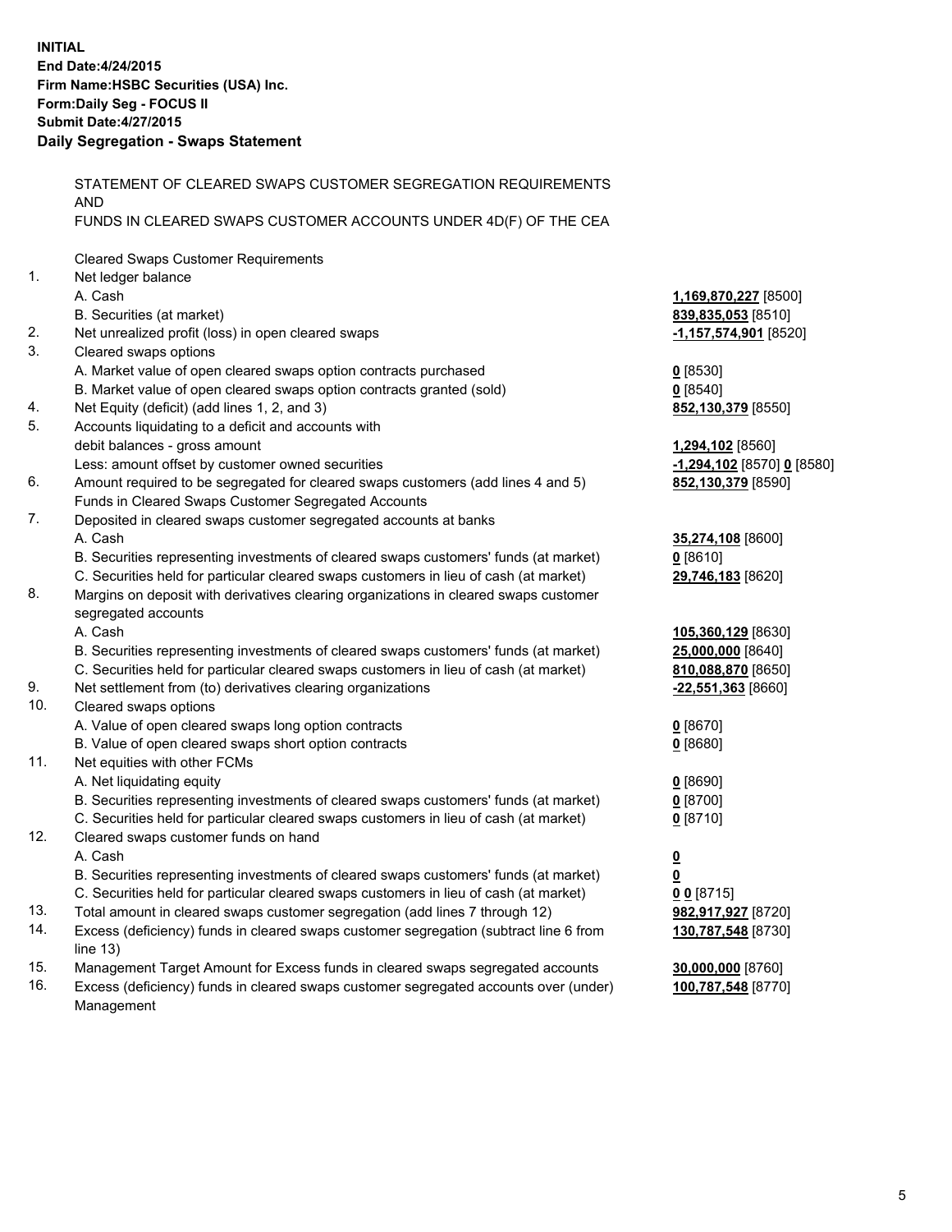**INITIAL**
**End Date:4/24/2015**
**Firm Name:HSBC Securities (USA) Inc.**
**Form:Daily Seg - FOCUS II**
**Submit Date:4/27/2015**
**Daily Segregation - Swaps Statement**

STATEMENT OF CLEARED SWAPS CUSTOMER SEGREGATION REQUIREMENTS AND FUNDS IN CLEARED SWAPS CUSTOMER ACCOUNTS UNDER 4D(F) OF THE CEA

| | | |
|---|---|---|
| | Cleared Swaps Customer Requirements | |
| 1. | Net ledger balance | |
| | A. Cash | **1,169,870,227** [8500] |
| | B. Securities (at market) | **839,835,053** [8510] |
| 2. | Net unrealized profit (loss) in open cleared swaps | **-1,157,574,901** [8520] |
| 3. | Cleared swaps options | |
| | A. Market value of open cleared swaps option contracts purchased | **0** [8530] |
| | B. Market value of open cleared swaps option contracts granted (sold) | **0** [8540] |
| 4. | Net Equity (deficit) (add lines 1, 2, and 3) | **852,130,379** [8550] |
| 5. | Accounts liquidating to a deficit and accounts with debit balances - gross amount | **1,294,102** [8560] |
| | Less: amount offset by customer owned securities | **-1,294,102** [8570] **0** [8580] |
| 6. | Amount required to be segregated for cleared swaps customers (add lines 4 and 5) | **852,130,379** [8590] |
| | Funds in Cleared Swaps Customer Segregated Accounts | |
| 7. | Deposited in cleared swaps customer segregated accounts at banks | |
| | A. Cash | **35,274,108** [8600] |
| | B. Securities representing investments of cleared swaps customers' funds (at market) | **0** [8610] |
| | C. Securities held for particular cleared swaps customers in lieu of cash (at market) | **29,746,183** [8620] |
| 8. | Margins on deposit with derivatives clearing organizations in cleared swaps customer segregated accounts | |
| | A. Cash | **105,360,129** [8630] |
| | B. Securities representing investments of cleared swaps customers' funds (at market) | **25,000,000** [8640] |
| | C. Securities held for particular cleared swaps customers in lieu of cash (at market) | **810,088,870** [8650] |
| 9. | Net settlement from (to) derivatives clearing organizations | **-22,551,363** [8660] |
| 10. | Cleared swaps options | |
| | A. Value of open cleared swaps long option contracts | **0** [8670] |
| | B. Value of open cleared swaps short option contracts | **0** [8680] |
| 11. | Net equities with other FCMs | |
| | A. Net liquidating equity | **0** [8690] |
| | B. Securities representing investments of cleared swaps customers' funds (at market) | **0** [8700] |
| | C. Securities held for particular cleared swaps customers in lieu of cash (at market) | **0** [8710] |
| 12. | Cleared swaps customer funds on hand | |
| | A. Cash | **0** |
| | B. Securities representing investments of cleared swaps customers' funds (at market) | **0** |
| | C. Securities held for particular cleared swaps customers in lieu of cash (at market) | **0** **0** [8715] |
| 13. | Total amount in cleared swaps customer segregation (add lines 7 through 12) | **982,917,927** [8720] |
| 14. | Excess (deficiency) funds in cleared swaps customer segregation (subtract line 6 from line 13) | **130,787,548** [8730] |
| 15. | Management Target Amount for Excess funds in cleared swaps segregated accounts | **30,000,000** [8760] |
| 16. | Excess (deficiency) funds in cleared swaps customer segregated accounts over (under) Management | **100,787,548** [8770] |